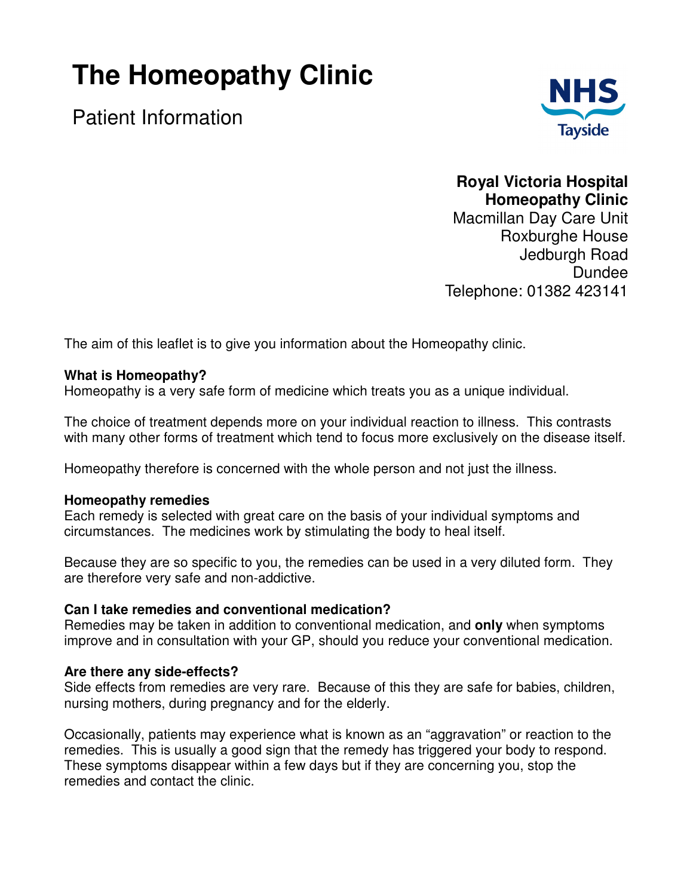# The Homeopathy Clinic

Patient Information

NHS Tayside

**Royal Victoria Hospital**
**Homeopathy Clinic**
Macmillan Day Care Unit
Roxburghe House
Jedburgh Road
Dundee
Telephone: 01382 423141

The aim of this leaflet is to give you information about the Homeopathy clinic.

**What is Homeopathy?**
Homeopathy is a very safe form of medicine which treats you as a unique individual.

The choice of treatment depends more on your individual reaction to illness. This contrasts with many other forms of treatment which tend to focus more exclusively on the disease itself.

Homeopathy therefore is concerned with the whole person and not just the illness.

**Homeopathy remedies**
Each remedy is selected with great care on the basis of your individual symptoms and circumstances. The medicines work by stimulating the body to heal itself.

Because they are so specific to you, the remedies can be used in a very diluted form. They are therefore very safe and non-addictive.

**Can I take remedies and conventional medication?**
Remedies may be taken in addition to conventional medication, and **only** when symptoms improve and in consultation with your GP, should you reduce your conventional medication.

**Are there any side-effects?**
Side effects from remedies are very rare. Because of this they are safe for babies, children, nursing mothers, during pregnancy and for the elderly.

Occasionally, patients may experience what is known as an "aggravation" or reaction to the remedies. This is usually a good sign that the remedy has triggered your body to respond. These symptoms disappear within a few days but if they are concerning you, stop the remedies and contact the clinic.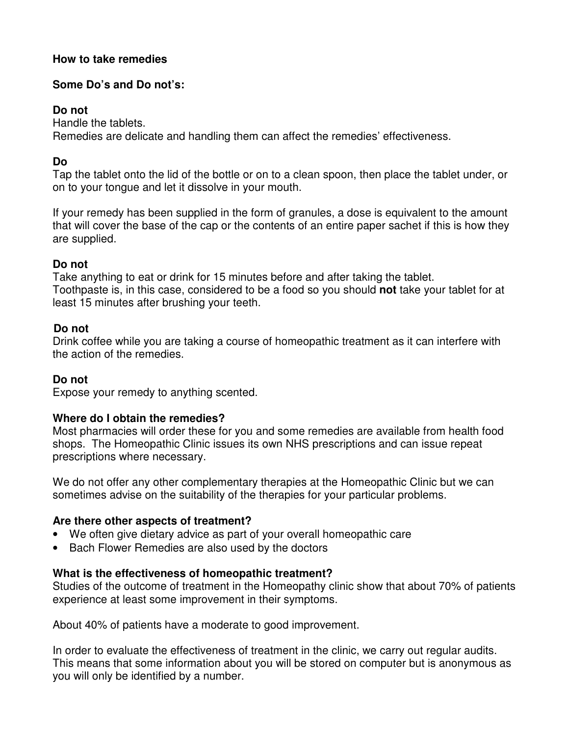**How to take remedies**

**Some Do's and Do not's:**

**Do not**
Handle the tablets.
Remedies are delicate and handling them can affect the remedies' effectiveness.

**Do**
Tap the tablet onto the lid of the bottle or on to a clean spoon, then place the tablet under, or on to your tongue and let it dissolve in your mouth.

If your remedy has been supplied in the form of granules, a dose is equivalent to the amount that will cover the base of the cap or the contents of an entire paper sachet if this is how they are supplied.

**Do not**
Take anything to eat or drink for 15 minutes before and after taking the tablet.
Toothpaste is, in this case, considered to be a food so you should **not** take your tablet for at least 15 minutes after brushing your teeth.

**Do not**
Drink coffee while you are taking a course of homeopathic treatment as it can interfere with the action of the remedies.

**Do not**
Expose your remedy to anything scented.

**Where do I obtain the remedies?**
Most pharmacies will order these for you and some remedies are available from health food shops. The Homeopathic Clinic issues its own NHS prescriptions and can issue repeat prescriptions where necessary.

We do not offer any other complementary therapies at the Homeopathic Clinic but we can sometimes advise on the suitability of the therapies for your particular problems.

**Are there other aspects of treatment?**

- We often give dietary advice as part of your overall homeopathic care
- Bach Flower Remedies are also used by the doctors

**What is the effectiveness of homeopathic treatment?**
Studies of the outcome of treatment in the Homeopathy clinic show that about 70% of patients experience at least some improvement in their symptoms.

About 40% of patients have a moderate to good improvement.

In order to evaluate the effectiveness of treatment in the clinic, we carry out regular audits. This means that some information about you will be stored on computer but is anonymous as you will only be identified by a number.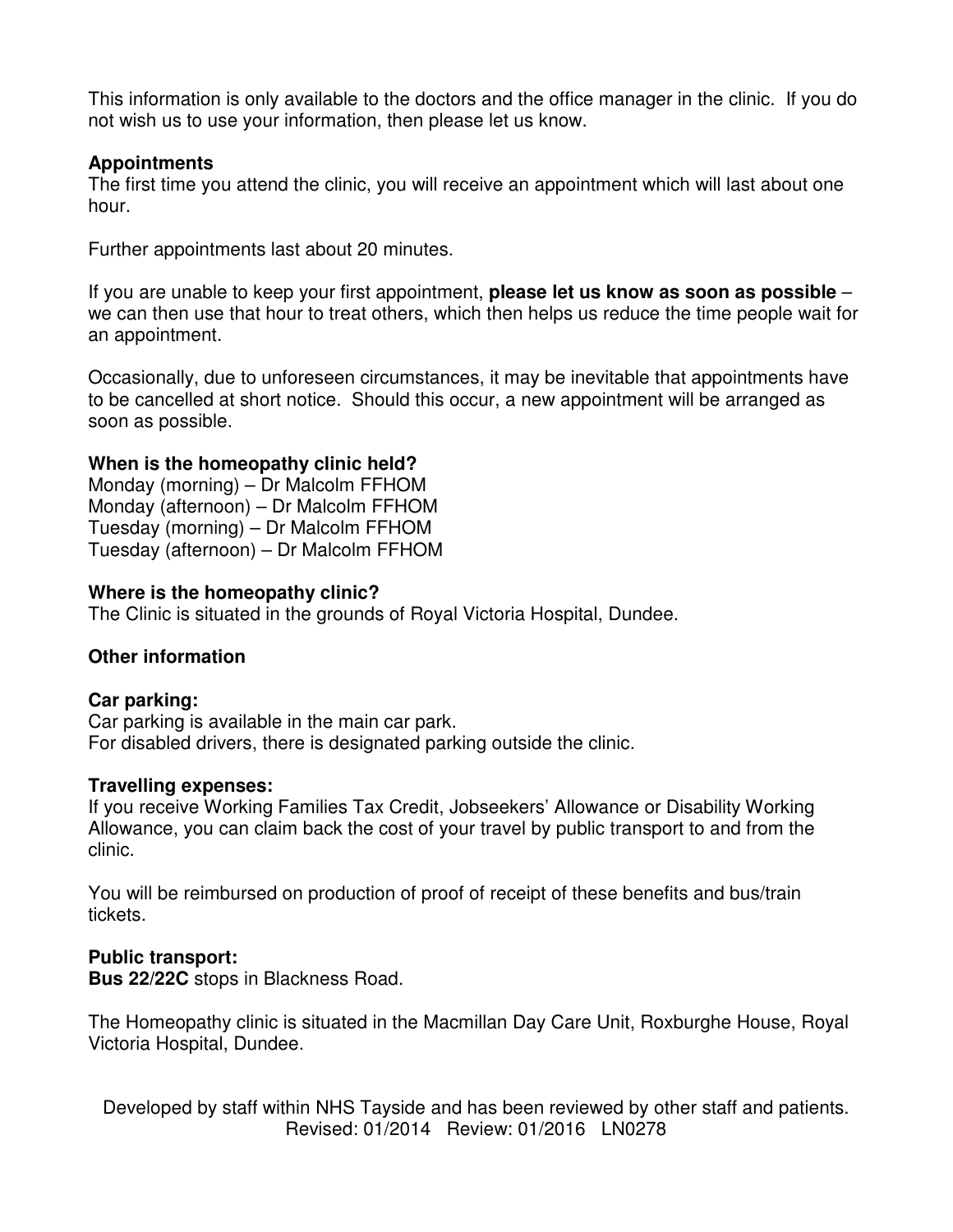This information is only available to the doctors and the office manager in the clinic. If you do not wish us to use your information, then please let us know.

**Appointments**

The first time you attend the clinic, you will receive an appointment which will last about one hour.

Further appointments last about 20 minutes.

If you are unable to keep your first appointment, **please let us know as soon as possible** – we can then use that hour to treat others, which then helps us reduce the time people wait for an appointment.

Occasionally, due to unforeseen circumstances, it may be inevitable that appointments have to be cancelled at short notice. Should this occur, a new appointment will be arranged as soon as possible.

**When is the homeopathy clinic held?**

Monday (morning) – Dr Malcolm FFHOM
Monday (afternoon) – Dr Malcolm FFHOM
Tuesday (morning) – Dr Malcolm FFHOM
Tuesday (afternoon) – Dr Malcolm FFHOM

**Where is the homeopathy clinic?**

The Clinic is situated in the grounds of Royal Victoria Hospital, Dundee.

**Other information**

**Car parking:**

Car parking is available in the main car park.
For disabled drivers, there is designated parking outside the clinic.

**Travelling expenses:**

If you receive Working Families Tax Credit, Jobseekers' Allowance or Disability Working Allowance, you can claim back the cost of your travel by public transport to and from the clinic.

You will be reimbursed on production of proof of receipt of these benefits and bus/train tickets.

**Public transport:**

**Bus 22/22C** stops in Blackness Road.

The Homeopathy clinic is situated in the Macmillan Day Care Unit, Roxburghe House, Royal Victoria Hospital, Dundee.

Developed by staff within NHS Tayside and has been reviewed by other staff and patients.
Revised: 01/2014 Review: 01/2016 LN0278